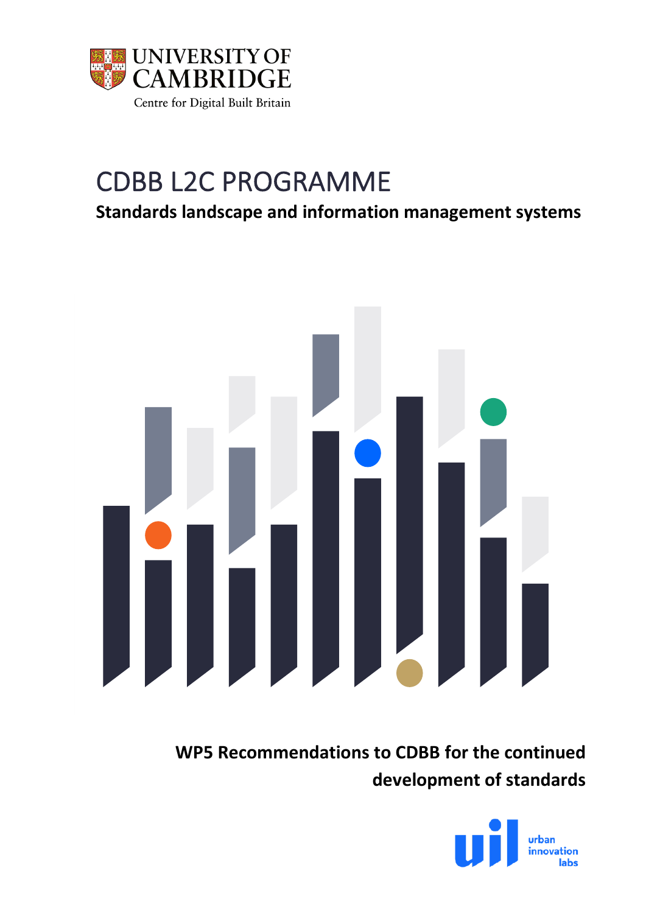UNIVERSITY OF CAMBRIDGE

Centre for Digital Built Britain

# CDBB L2C PROGRAMME

**Standards landscape and information management systems**

**WP5 Recommendations to CDBB for the continued development of standards**

urban innovation labs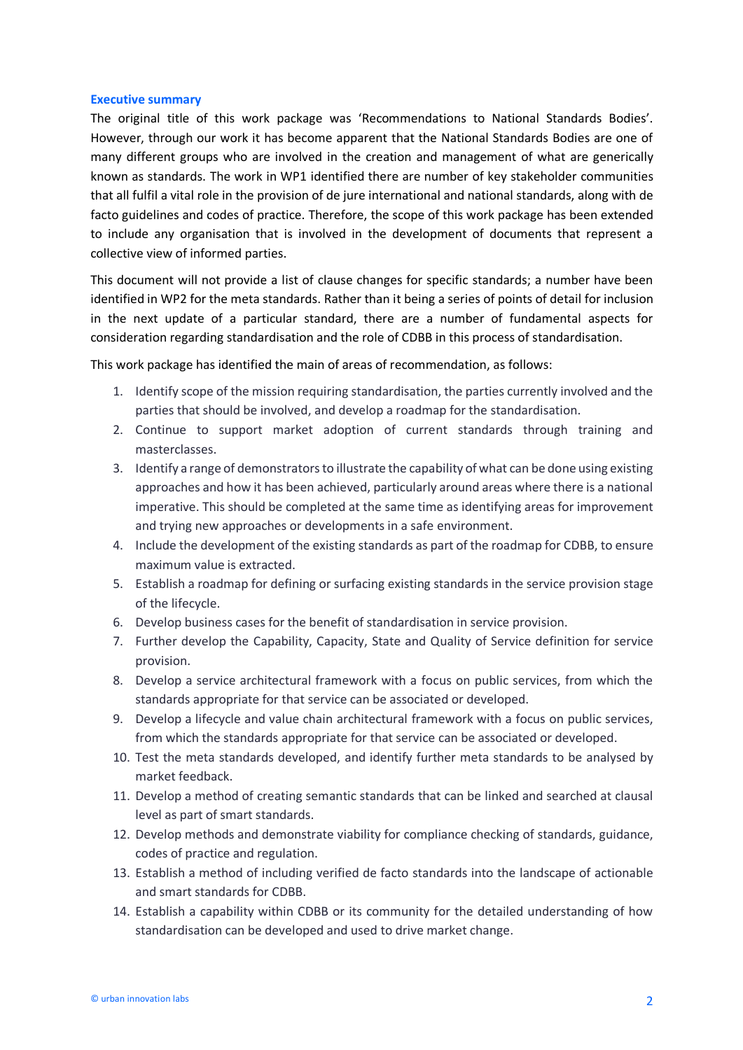## Executive summary

The original title of this work package was 'Recommendations to National Standards Bodies'. However, through our work it has become apparent that the National Standards Bodies are one of many different groups who are involved in the creation and management of what are generically known as standards. The work in WP1 identified there are number of key stakeholder communities that all fulfil a vital role in the provision of de jure international and national standards, along with de facto guidelines and codes of practice. Therefore, the scope of this work package has been extended to include any organisation that is involved in the development of documents that represent a collective view of informed parties.

This document will not provide a list of clause changes for specific standards; a number have been identified in WP2 for the meta standards. Rather than it being a series of points of detail for inclusion in the next update of a particular standard, there are a number of fundamental aspects for consideration regarding standardisation and the role of CDBB in this process of standardisation.

This work package has identified the main of areas of recommendation, as follows:

1. Identify scope of the mission requiring standardisation, the parties currently involved and the parties that should be involved, and develop a roadmap for the standardisation.
2. Continue to support market adoption of current standards through training and masterclasses.
3. Identify a range of demonstrators to illustrate the capability of what can be done using existing approaches and how it has been achieved, particularly around areas where there is a national imperative. This should be completed at the same time as identifying areas for improvement and trying new approaches or developments in a safe environment.
4. Include the development of the existing standards as part of the roadmap for CDBB, to ensure maximum value is extracted.
5. Establish a roadmap for defining or surfacing existing standards in the service provision stage of the lifecycle.
6. Develop business cases for the benefit of standardisation in service provision.
7. Further develop the Capability, Capacity, State and Quality of Service definition for service provision.
8. Develop a service architectural framework with a focus on public services, from which the standards appropriate for that service can be associated or developed.
9. Develop a lifecycle and value chain architectural framework with a focus on public services, from which the standards appropriate for that service can be associated or developed.
10. Test the meta standards developed, and identify further meta standards to be analysed by market feedback.
11. Develop a method of creating semantic standards that can be linked and searched at clausal level as part of smart standards.
12. Develop methods and demonstrate viability for compliance checking of standards, guidance, codes of practice and regulation.
13. Establish a method of including verified de facto standards into the landscape of actionable and smart standards for CDBB.
14. Establish a capability within CDBB or its community for the detailed understanding of how standardisation can be developed and used to drive market change.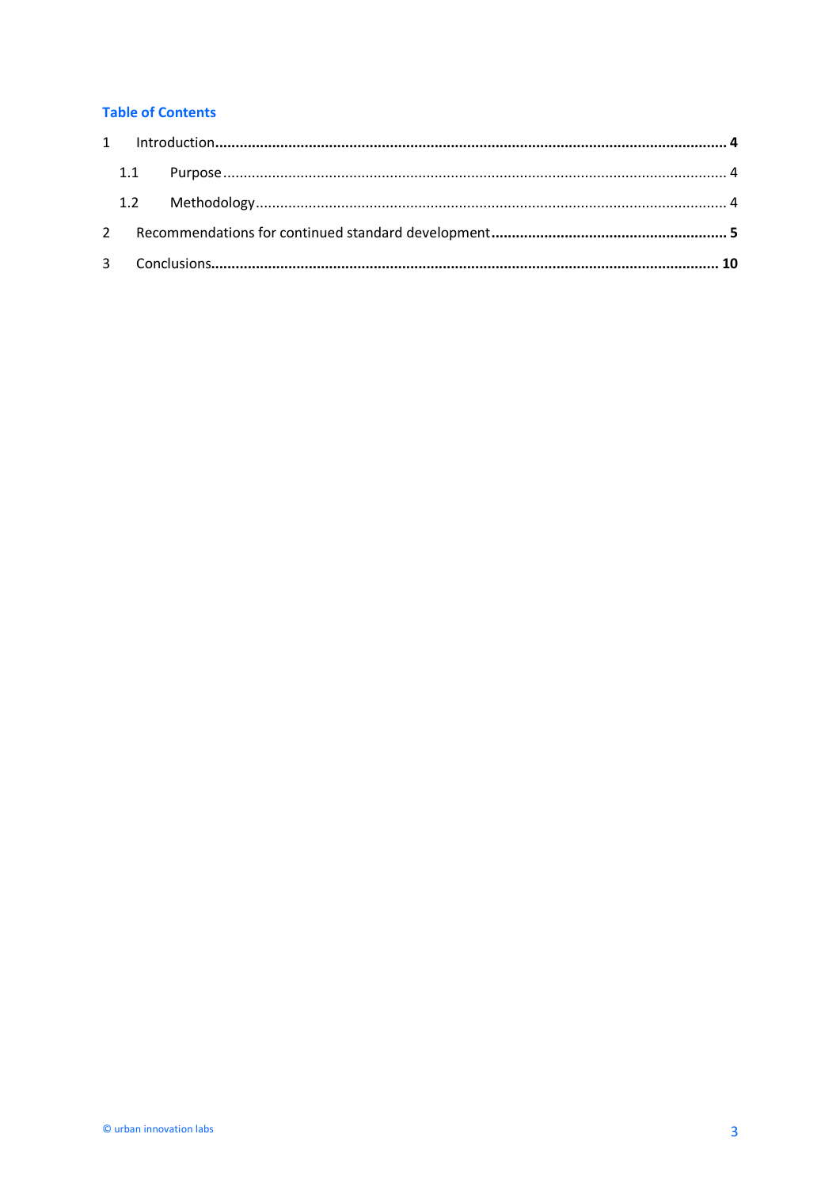## Table of Contents

1 Introduction ..... 4

  1.1 Purpose ..... 4

  1.2 Methodology ..... 4

2 Recommendations for continued standard development ..... 5

3 Conclusions ..... 10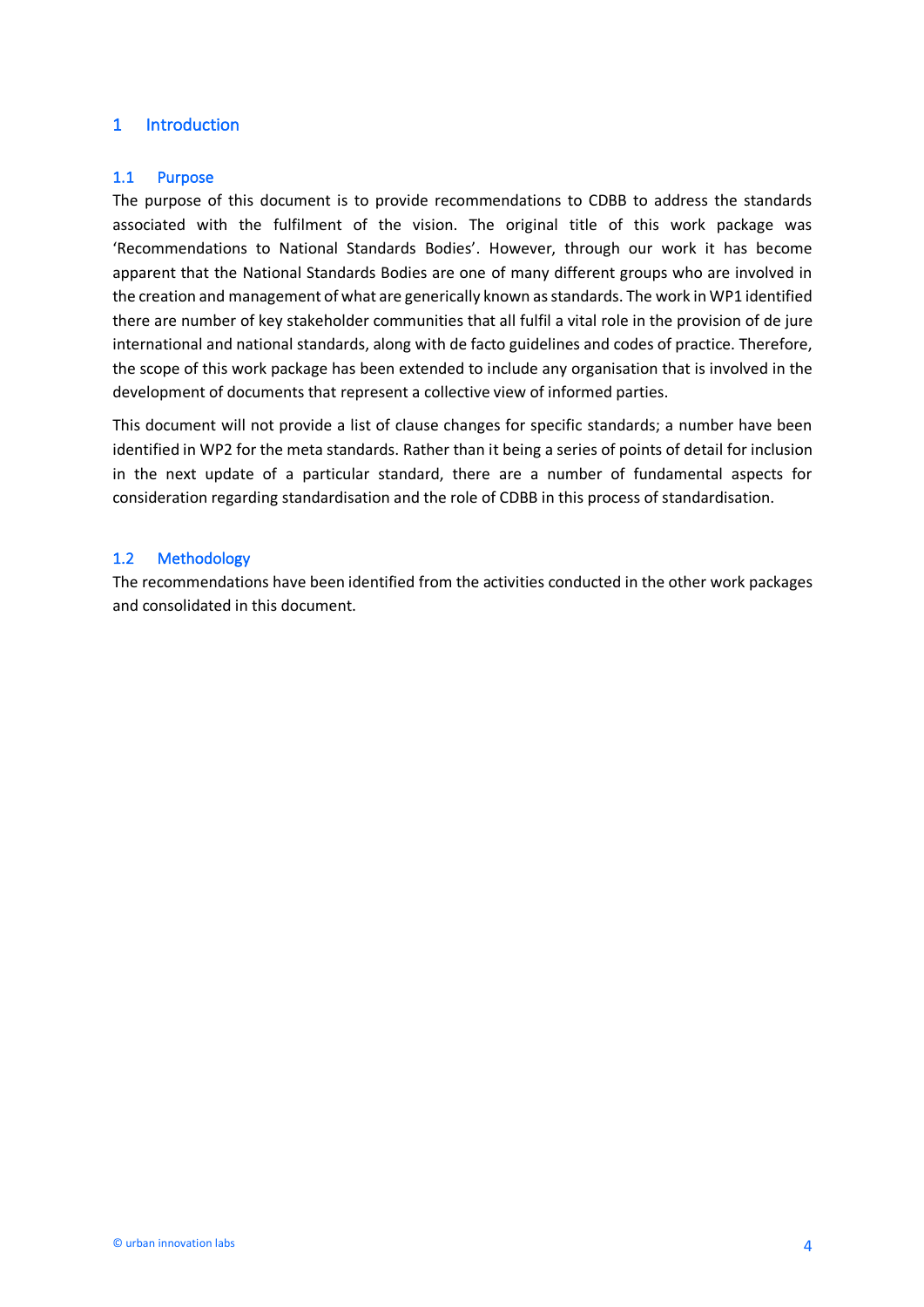# 1 Introduction

## 1.1 Purpose

The purpose of this document is to provide recommendations to CDBB to address the standards associated with the fulfilment of the vision. The original title of this work package was 'Recommendations to National Standards Bodies'. However, through our work it has become apparent that the National Standards Bodies are one of many different groups who are involved in the creation and management of what are generically known as standards. The work in WP1 identified there are number of key stakeholder communities that all fulfil a vital role in the provision of de jure international and national standards, along with de facto guidelines and codes of practice. Therefore, the scope of this work package has been extended to include any organisation that is involved in the development of documents that represent a collective view of informed parties.

This document will not provide a list of clause changes for specific standards; a number have been identified in WP2 for the meta standards. Rather than it being a series of points of detail for inclusion in the next update of a particular standard, there are a number of fundamental aspects for consideration regarding standardisation and the role of CDBB in this process of standardisation.

## 1.2 Methodology

The recommendations have been identified from the activities conducted in the other work packages and consolidated in this document.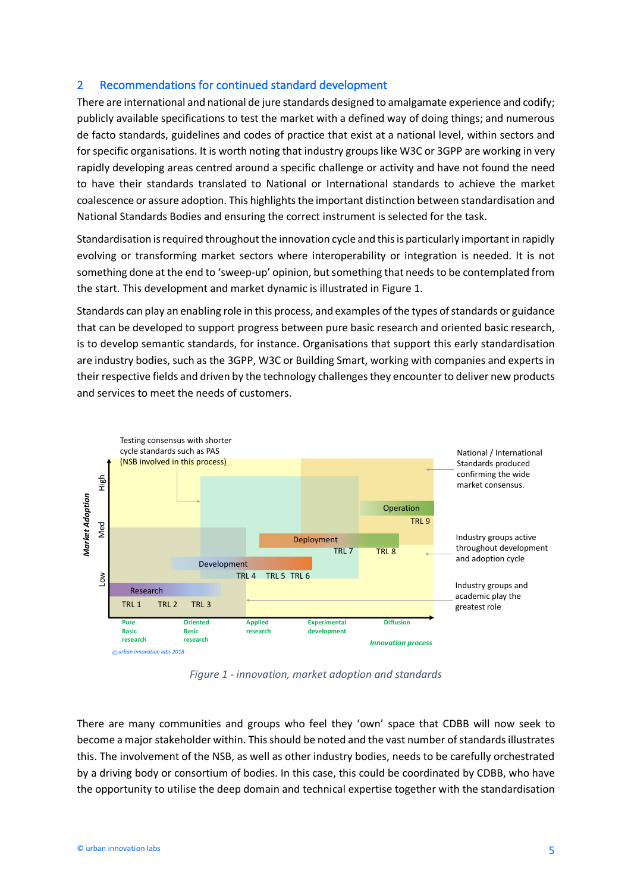## 2 Recommendations for continued standard development

There are international and national de jure standards designed to amalgamate experience and codify; publicly available specifications to test the market with a defined way of doing things; and numerous de facto standards, guidelines and codes of practice that exist at a national level, within sectors and for specific organisations. It is worth noting that industry groups like W3C or 3GPP are working in very rapidly developing areas centred around a specific challenge or activity and have not found the need to have their standards translated to National or International standards to achieve the market coalescence or assure adoption. This highlights the important distinction between standardisation and National Standards Bodies and ensuring the correct instrument is selected for the task.

Standardisation is required throughout the innovation cycle and this is particularly important in rapidly evolving or transforming market sectors where interoperability or integration is needed. It is not something done at the end to 'sweep-up' opinion, but something that needs to be contemplated from the start. This development and market dynamic is illustrated in Figure 1.

Standards can play an enabling role in this process, and examples of the types of standards or guidance that can be developed to support progress between pure basic research and oriented basic research, is to develop semantic standards, for instance. Organisations that support this early standardisation are industry bodies, such as the 3GPP, W3C or Building Smart, working with companies and experts in their respective fields and driven by the technology challenges they encounter to deliver new products and services to meet the needs of customers.

*Figure 1 - innovation, market adoption and standards*

There are many communities and groups who feel they 'own' space that CDBB will now seek to become a major stakeholder within. This should be noted and the vast number of standards illustrates this. The involvement of the NSB, as well as other industry bodies, needs to be carefully orchestrated by a driving body or consortium of bodies. In this case, this could be coordinated by CDBB, who have the opportunity to utilise the deep domain and technical expertise together with the standardisation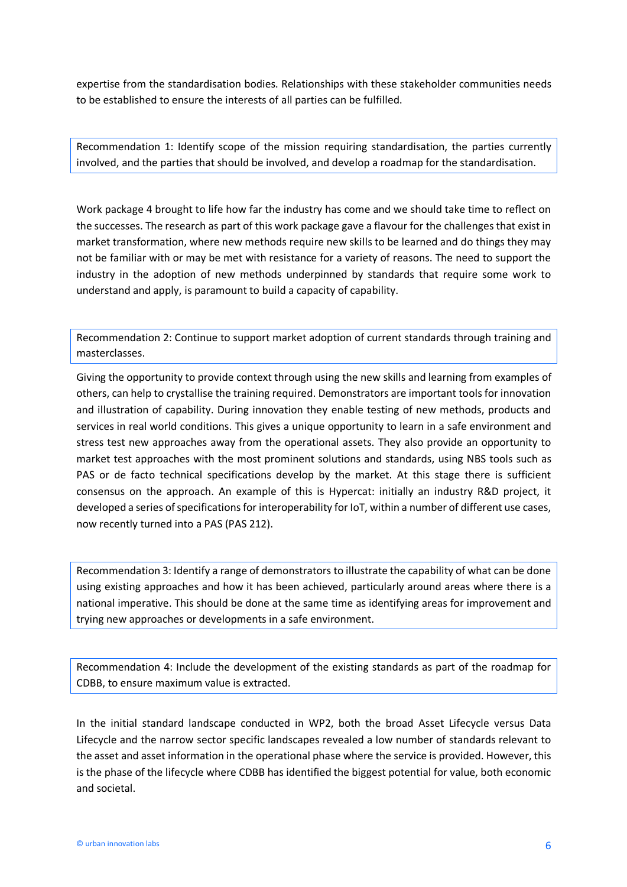expertise from the standardisation bodies. Relationships with these stakeholder communities needs to be established to ensure the interests of all parties can be fulfilled.

> Recommendation 1: Identify scope of the mission requiring standardisation, the parties currently involved, and the parties that should be involved, and develop a roadmap for the standardisation.

Work package 4 brought to life how far the industry has come and we should take time to reflect on the successes. The research as part of this work package gave a flavour for the challenges that exist in market transformation, where new methods require new skills to be learned and do things they may not be familiar with or may be met with resistance for a variety of reasons. The need to support the industry in the adoption of new methods underpinned by standards that require some work to understand and apply, is paramount to build a capacity of capability.

> Recommendation 2: Continue to support market adoption of current standards through training and masterclasses.

Giving the opportunity to provide context through using the new skills and learning from examples of others, can help to crystallise the training required. Demonstrators are important tools for innovation and illustration of capability. During innovation they enable testing of new methods, products and services in real world conditions. This gives a unique opportunity to learn in a safe environment and stress test new approaches away from the operational assets. They also provide an opportunity to market test approaches with the most prominent solutions and standards, using NBS tools such as PAS or de facto technical specifications develop by the market. At this stage there is sufficient consensus on the approach. An example of this is Hypercat: initially an industry R&D project, it developed a series of specifications for interoperability for IoT, within a number of different use cases, now recently turned into a PAS (PAS 212).

> Recommendation 3: Identify a range of demonstrators to illustrate the capability of what can be done using existing approaches and how it has been achieved, particularly around areas where there is a national imperative. This should be done at the same time as identifying areas for improvement and trying new approaches or developments in a safe environment.

> Recommendation 4: Include the development of the existing standards as part of the roadmap for CDBB, to ensure maximum value is extracted.

In the initial standard landscape conducted in WP2, both the broad Asset Lifecycle versus Data Lifecycle and the narrow sector specific landscapes revealed a low number of standards relevant to the asset and asset information in the operational phase where the service is provided. However, this is the phase of the lifecycle where CDBB has identified the biggest potential for value, both economic and societal.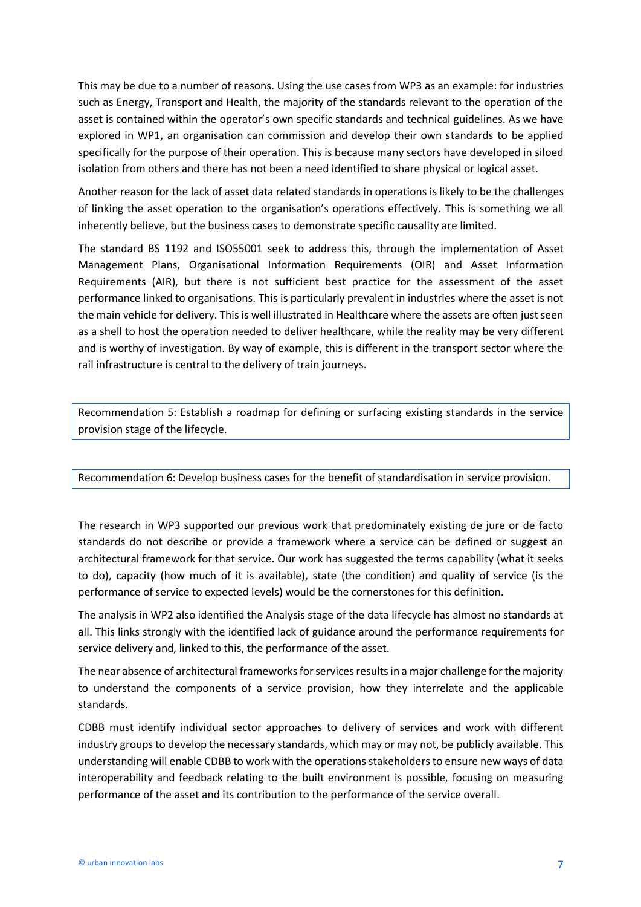This may be due to a number of reasons. Using the use cases from WP3 as an example: for industries such as Energy, Transport and Health, the majority of the standards relevant to the operation of the asset is contained within the operator's own specific standards and technical guidelines. As we have explored in WP1, an organisation can commission and develop their own standards to be applied specifically for the purpose of their operation. This is because many sectors have developed in siloed isolation from others and there has not been a need identified to share physical or logical asset.

Another reason for the lack of asset data related standards in operations is likely to be the challenges of linking the asset operation to the organisation's operations effectively. This is something we all inherently believe, but the business cases to demonstrate specific causality are limited.

The standard BS 1192 and ISO55001 seek to address this, through the implementation of Asset Management Plans, Organisational Information Requirements (OIR) and Asset Information Requirements (AIR), but there is not sufficient best practice for the assessment of the asset performance linked to organisations. This is particularly prevalent in industries where the asset is not the main vehicle for delivery. This is well illustrated in Healthcare where the assets are often just seen as a shell to host the operation needed to deliver healthcare, while the reality may be very different and is worthy of investigation. By way of example, this is different in the transport sector where the rail infrastructure is central to the delivery of train journeys.

> Recommendation 5: Establish a roadmap for defining or surfacing existing standards in the service provision stage of the lifecycle.

> Recommendation 6: Develop business cases for the benefit of standardisation in service provision.

The research in WP3 supported our previous work that predominately existing de jure or de facto standards do not describe or provide a framework where a service can be defined or suggest an architectural framework for that service. Our work has suggested the terms capability (what it seeks to do), capacity (how much of it is available), state (the condition) and quality of service (is the performance of service to expected levels) would be the cornerstones for this definition.

The analysis in WP2 also identified the Analysis stage of the data lifecycle has almost no standards at all. This links strongly with the identified lack of guidance around the performance requirements for service delivery and, linked to this, the performance of the asset.

The near absence of architectural frameworks for services results in a major challenge for the majority to understand the components of a service provision, how they interrelate and the applicable standards.

CDBB must identify individual sector approaches to delivery of services and work with different industry groups to develop the necessary standards, which may or may not, be publicly available. This understanding will enable CDBB to work with the operations stakeholders to ensure new ways of data interoperability and feedback relating to the built environment is possible, focusing on measuring performance of the asset and its contribution to the performance of the service overall.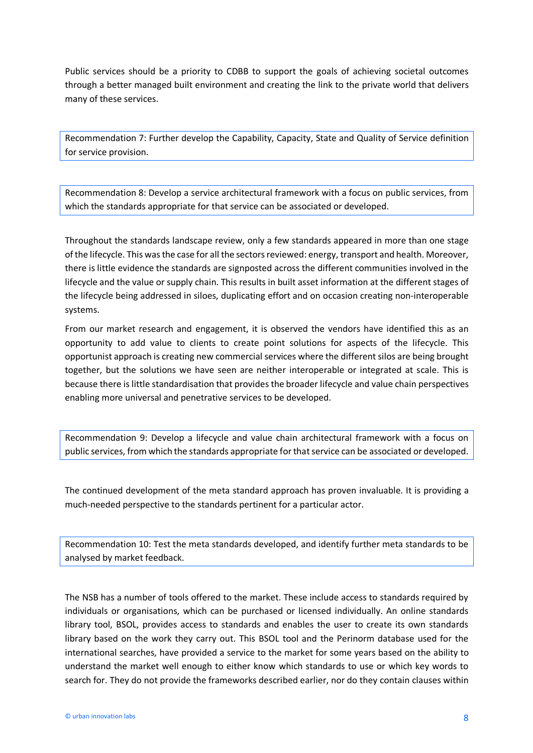Public services should be a priority to CDBB to support the goals of achieving societal outcomes through a better managed built environment and creating the link to the private world that delivers many of these services.

> Recommendation 7: Further develop the Capability, Capacity, State and Quality of Service definition for service provision.

> Recommendation 8: Develop a service architectural framework with a focus on public services, from which the standards appropriate for that service can be associated or developed.

Throughout the standards landscape review, only a few standards appeared in more than one stage of the lifecycle. This was the case for all the sectors reviewed: energy, transport and health. Moreover, there is little evidence the standards are signposted across the different communities involved in the lifecycle and the value or supply chain. This results in built asset information at the different stages of the lifecycle being addressed in siloes, duplicating effort and on occasion creating non-interoperable systems.

From our market research and engagement, it is observed the vendors have identified this as an opportunity to add value to clients to create point solutions for aspects of the lifecycle. This opportunist approach is creating new commercial services where the different silos are being brought together, but the solutions we have seen are neither interoperable or integrated at scale. This is because there is little standardisation that provides the broader lifecycle and value chain perspectives enabling more universal and penetrative services to be developed.

> Recommendation 9: Develop a lifecycle and value chain architectural framework with a focus on public services, from which the standards appropriate for that service can be associated or developed.

The continued development of the meta standard approach has proven invaluable. It is providing a much-needed perspective to the standards pertinent for a particular actor.

> Recommendation 10: Test the meta standards developed, and identify further meta standards to be analysed by market feedback.

The NSB has a number of tools offered to the market. These include access to standards required by individuals or organisations, which can be purchased or licensed individually. An online standards library tool, BSOL, provides access to standards and enables the user to create its own standards library based on the work they carry out. This BSOL tool and the Perinorm database used for the international searches, have provided a service to the market for some years based on the ability to understand the market well enough to either know which standards to use or which key words to search for. They do not provide the frameworks described earlier, nor do they contain clauses within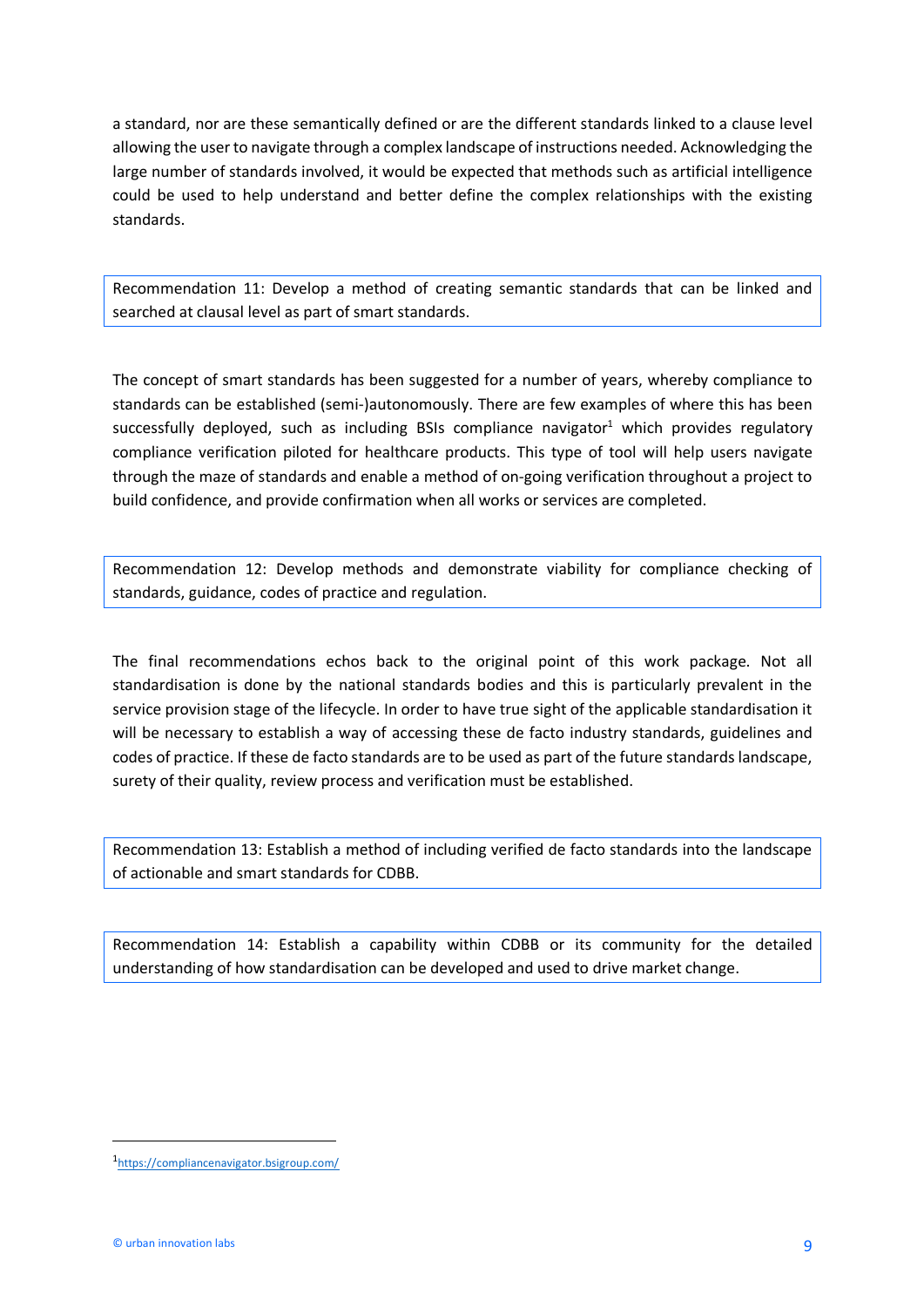a standard, nor are these semantically defined or are the different standards linked to a clause level allowing the user to navigate through a complex landscape of instructions needed. Acknowledging the large number of standards involved, it would be expected that methods such as artificial intelligence could be used to help understand and better define the complex relationships with the existing standards.

> Recommendation 11: Develop a method of creating semantic standards that can be linked and searched at clausal level as part of smart standards.

The concept of smart standards has been suggested for a number of years, whereby compliance to standards can be established (semi-)autonomously. There are few examples of where this has been successfully deployed, such as including BSIs compliance navigator[1] which provides regulatory compliance verification piloted for healthcare products. This type of tool will help users navigate through the maze of standards and enable a method of on-going verification throughout a project to build confidence, and provide confirmation when all works or services are completed.

> Recommendation 12: Develop methods and demonstrate viability for compliance checking of standards, guidance, codes of practice and regulation.

The final recommendations echos back to the original point of this work package. Not all standardisation is done by the national standards bodies and this is particularly prevalent in the service provision stage of the lifecycle. In order to have true sight of the applicable standardisation it will be necessary to establish a way of accessing these de facto industry standards, guidelines and codes of practice. If these de facto standards are to be used as part of the future standards landscape, surety of their quality, review process and verification must be established.

> Recommendation 13: Establish a method of including verified de facto standards into the landscape of actionable and smart standards for CDBB.

> Recommendation 14: Establish a capability within CDBB or its community for the detailed understanding of how standardisation can be developed and used to drive market change.

[1] https://compliancenavigator.bsigroup.com/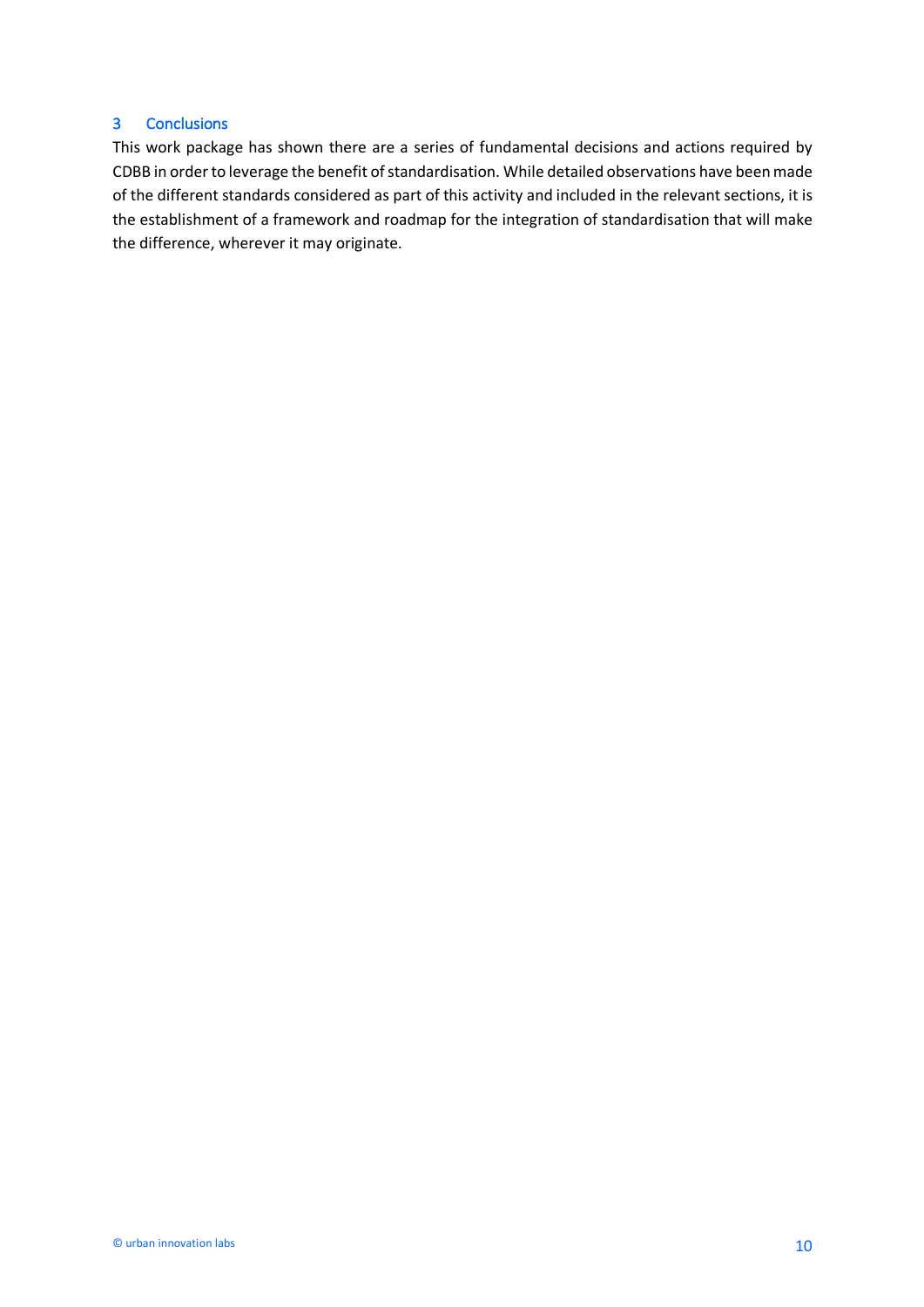# 3 Conclusions

This work package has shown there are a series of fundamental decisions and actions required by CDBB in order to leverage the benefit of standardisation. While detailed observations have been made of the different standards considered as part of this activity and included in the relevant sections, it is the establishment of a framework and roadmap for the integration of standardisation that will make the difference, wherever it may originate.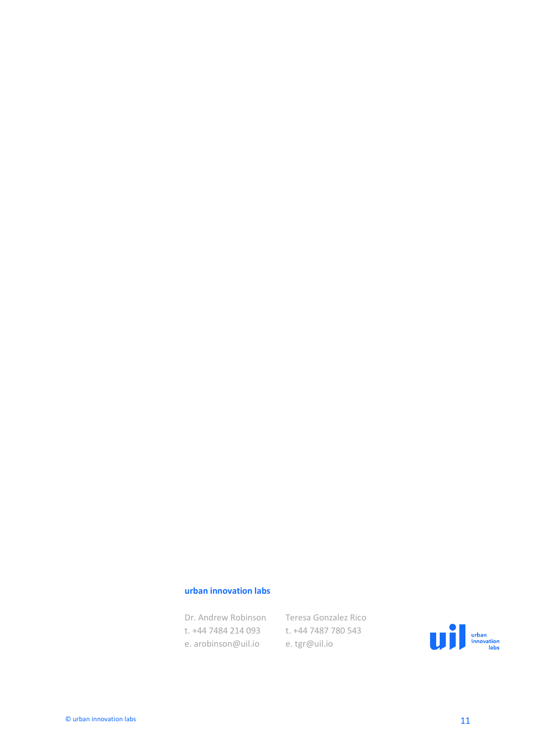**urban innovation labs**

Dr. Andrew Robinson
t. +44 7484 214 093
e. arobinson@uil.io

Teresa Gonzalez Rico
t. +44 7487 780 543
e. tgr@uil.io